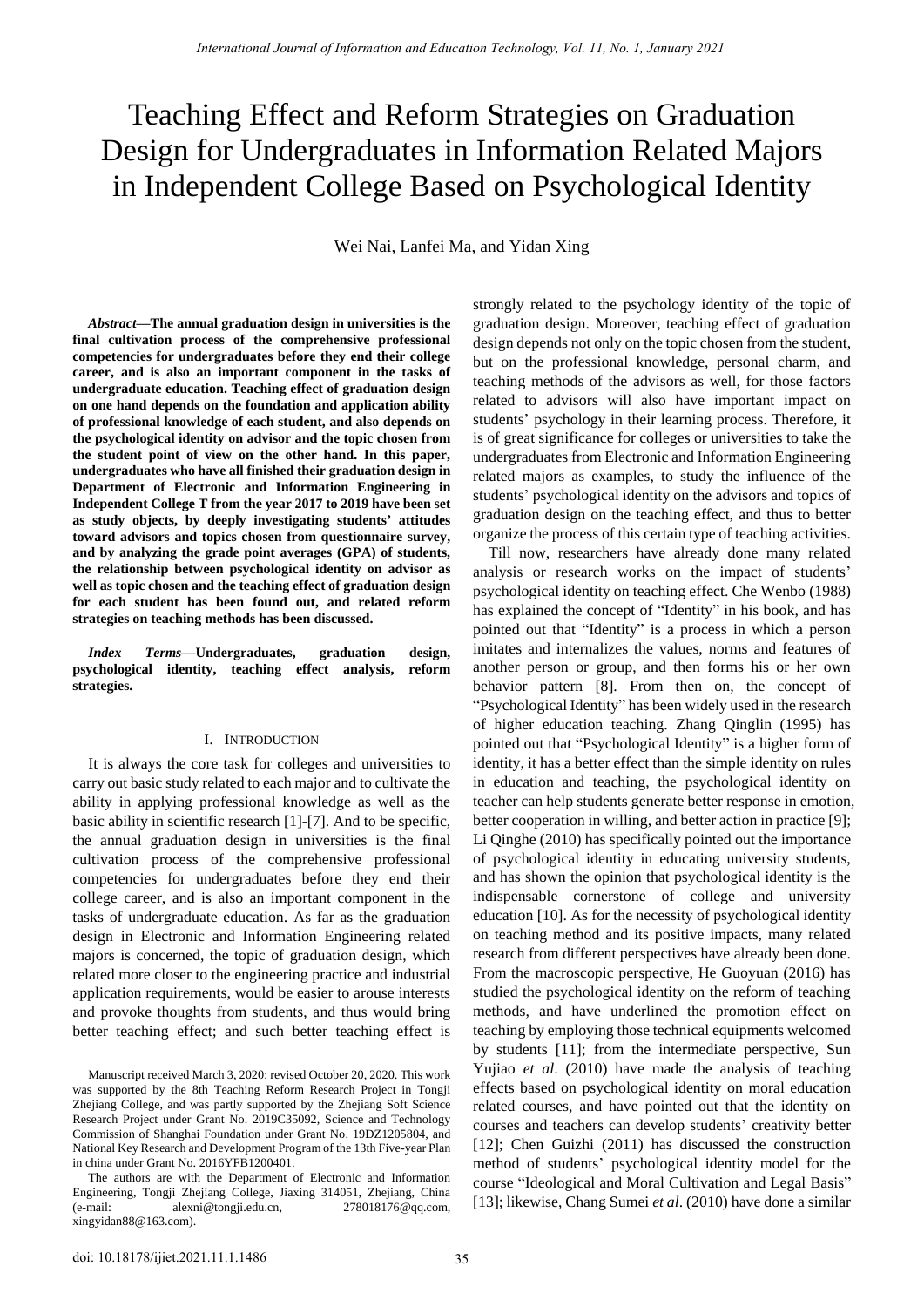# Teaching Effect and Reform Strategies on Graduation Design for Undergraduates in Information Related Majors in Independent College Based on Psychological Identity

Wei Nai, Lanfei Ma, and Yidan Xing

***Abstract*—The annual graduation design in universities is the final cultivation process of the comprehensive professional competencies for undergraduates before they end their college career, and is also an important component in the tasks of undergraduate education. Teaching effect of graduation design on one hand depends on the foundation and application ability of professional knowledge of each student, and also depends on the psychological identity on advisor and the topic chosen from the student point of view on the other hand. In this paper, undergraduates who have all finished their graduation design in Department of Electronic and Information Engineering in Independent College T from the year 2017 to 2019 have been set as study objects, by deeply investigating students' attitudes toward advisors and topics chosen from questionnaire survey, and by analyzing the grade point averages (GPA) of students, the relationship between psychological identity on advisor as well as topic chosen and the teaching effect of graduation design for each student has been found out, and related reform strategies on teaching methods has been discussed.**

***Index Terms*—Undergraduates, graduation design, psychological identity, teaching effect analysis, reform strategies.**

## I. Introduction

It is always the core task for colleges and universities to carry out basic study related to each major and to cultivate the ability in applying professional knowledge as well as the basic ability in scientific research [1]-[7]. And to be specific, the annual graduation design in universities is the final cultivation process of the comprehensive professional competencies for undergraduates before they end their college career, and is also an important component in the tasks of undergraduate education. As far as the graduation design in Electronic and Information Engineering related majors is concerned, the topic of graduation design, which related more closer to the engineering practice and industrial application requirements, would be easier to arouse interests and provoke thoughts from students, and thus would bring better teaching effect; and such better teaching effect is strongly related to the psychology identity of the topic of graduation design. Moreover, teaching effect of graduation design depends not only on the topic chosen from the student, but on the professional knowledge, personal charm, and teaching methods of the advisors as well, for those factors related to advisors will also have important impact on students' psychology in their learning process. Therefore, it is of great significance for colleges or universities to take the undergraduates from Electronic and Information Engineering related majors as examples, to study the influence of the students' psychological identity on the advisors and topics of graduation design on the teaching effect, and thus to better organize the process of this certain type of teaching activities.

Till now, researchers have already done many related analysis or research works on the impact of students' psychological identity on teaching effect. Che Wenbo (1988) has explained the concept of "Identity" in his book, and has pointed out that "Identity" is a process in which a person imitates and internalizes the values, norms and features of another person or group, and then forms his or her own behavior pattern [8]. From then on, the concept of "Psychological Identity" has been widely used in the research of higher education teaching. Zhang Qinglin (1995) has pointed out that "Psychological Identity" is a higher form of identity, it has a better effect than the simple identity on rules in education and teaching, the psychological identity on teacher can help students generate better response in emotion, better cooperation in willing, and better action in practice [9]; Li Qinghe (2010) has specifically pointed out the importance of psychological identity in educating university students, and has shown the opinion that psychological identity is the indispensable cornerstone of college and university education [10]. As for the necessity of psychological identity on teaching method and its positive impacts, many related research from different perspectives have already been done. From the macroscopic perspective, He Guoyuan (2016) has studied the psychological identity on the reform of teaching methods, and have underlined the promotion effect on teaching by employing those technical equipments welcomed by students [11]; from the intermediate perspective, Sun Yujiao *et al*. (2010) have made the analysis of teaching effects based on psychological identity on moral education related courses, and have pointed out that the identity on courses and teachers can develop students' creativity better [12]; Chen Guizhi (2011) has discussed the construction method of students' psychological identity model for the course "Ideological and Moral Cultivation and Legal Basis" [13]; likewise, Chang Sumei *et al*. (2010) have done a similar

Manuscript received March 3, 2020; revised October 20, 2020. This work was supported by the 8th Teaching Reform Research Project in Tongji Zhejiang College, and was partly supported by the Zhejiang Soft Science Research Project under Grant No. 2019C35092, Science and Technology Commission of Shanghai Foundation under Grant No. 19DZ1205804, and National Key Research and Development Program of the 13th Five-year Plan in china under Grant No. 2016YFB1200401.

The authors are with the Department of Electronic and Information Engineering, Tongji Zhejiang College, Jiaxing 314051, Zhejiang, China (e-mail: alexni@tongji.edu.cn, 278018176@qq.com, xingyidan88@163.com).

doi: 10.18178/ijiet.2021.11.1.1486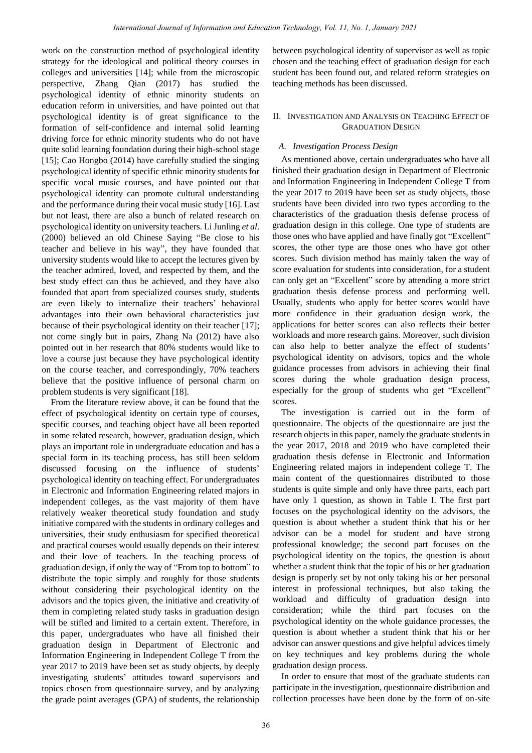work on the construction method of psychological identity strategy for the ideological and political theory courses in colleges and universities [14]; while from the microscopic perspective, Zhang Qian (2017) has studied the psychological identity of ethnic minority students on education reform in universities, and have pointed out that psychological identity is of great significance to the formation of self-confidence and internal solid learning driving force for ethnic minority students who do not have quite solid learning foundation during their high-school stage [15]; Cao Hongbo (2014) have carefully studied the singing psychological identity of specific ethnic minority students for specific vocal music courses, and have pointed out that psychological identity can promote cultural understanding and the performance during their vocal music study [16]. Last but not least, there are also a bunch of related research on psychological identity on university teachers. Li Junling *et al*. (2000) believed an old Chinese Saying "Be close to his teacher and believe in his way", they have founded that university students would like to accept the lectures given by the teacher admired, loved, and respected by them, and the best study effect can thus be achieved, and they have also founded that apart from specialized courses study, students are even likely to internalize their teachers' behavioral advantages into their own behavioral characteristics just because of their psychological identity on their teacher [17]; not come singly but in pairs, Zhang Na (2012) have also pointed out in her research that 80% students would like to love a course just because they have psychological identity on the course teacher, and correspondingly, 70% teachers believe that the positive influence of personal charm on problem students is very significant [18].

From the literature review above, it can be found that the effect of psychological identity on certain type of courses, specific courses, and teaching object have all been reported in some related research, however, graduation design, which plays an important role in undergraduate education and has a special form in its teaching process, has still been seldom discussed focusing on the influence of students' psychological identity on teaching effect. For undergraduates in Electronic and Information Engineering related majors in independent colleges, as the vast majority of them have relatively weaker theoretical study foundation and study initiative compared with the students in ordinary colleges and universities, their study enthusiasm for specified theoretical and practical courses would usually depends on their interest and their love of teachers. In the teaching process of graduation design, if only the way of "From top to bottom" to distribute the topic simply and roughly for those students without considering their psychological identity on the advisors and the topics given, the initiative and creativity of them in completing related study tasks in graduation design will be stifled and limited to a certain extent. Therefore, in this paper, undergraduates who have all finished their graduation design in Department of Electronic and Information Engineering in Independent College T from the year 2017 to 2019 have been set as study objects, by deeply investigating students' attitudes toward supervisors and topics chosen from questionnaire survey, and by analyzing the grade point averages (GPA) of students, the relationship between psychological identity of supervisor as well as topic chosen and the teaching effect of graduation design for each student has been found out, and related reform strategies on teaching methods has been discussed.

## II. Investigation and Analysis on Teaching Effect of Graduation Design

### A. Investigation Process Design

As mentioned above, certain undergraduates who have all finished their graduation design in Department of Electronic and Information Engineering in Independent College T from the year 2017 to 2019 have been set as study objects, those students have been divided into two types according to the characteristics of the graduation thesis defense process of graduation design in this college. One type of students are those ones who have applied and have finally got "Excellent" scores, the other type are those ones who have got other scores. Such division method has mainly taken the way of score evaluation for students into consideration, for a student can only get an "Excellent" score by attending a more strict graduation thesis defense process and performing well. Usually, students who apply for better scores would have more confidence in their graduation design work, the applications for better scores can also reflects their better workloads and more research gains. Moreover, such division can also help to better analyze the effect of students' psychological identity on advisors, topics and the whole guidance processes from advisors in achieving their final scores during the whole graduation design process, especially for the group of students who get "Excellent" scores.

The investigation is carried out in the form of questionnaire. The objects of the questionnaire are just the research objects in this paper, namely the graduate students in the year 2017, 2018 and 2019 who have completed their graduation thesis defense in Electronic and Information Engineering related majors in independent college T. The main content of the questionnaires distributed to those students is quite simple and only have three parts, each part have only 1 question, as shown in Table I. The first part focuses on the psychological identity on the advisors, the question is about whether a student think that his or her advisor can be a model for student and have strong professional knowledge; the second part focuses on the psychological identity on the topics, the question is about whether a student think that the topic of his or her graduation design is properly set by not only taking his or her personal interest in professional techniques, but also taking the workload and difficulty of graduation design into consideration; while the third part focuses on the psychological identity on the whole guidance processes, the question is about whether a student think that his or her advisor can answer questions and give helpful advices timely on key techniques and key problems during the whole graduation design process.

In order to ensure that most of the graduate students can participate in the investigation, questionnaire distribution and collection processes have been done by the form of on-site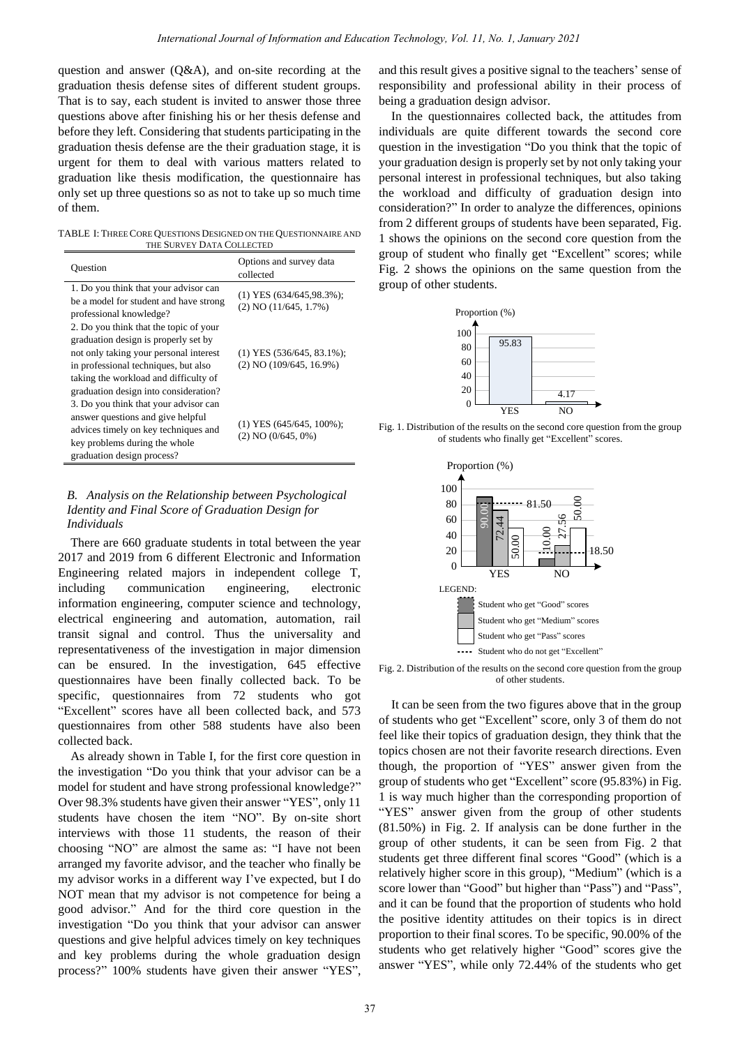question and answer (Q&A), and on-site recording at the graduation thesis defense sites of different student groups. That is to say, each student is invited to answer those three questions above after finishing his or her thesis defense and before they left. Considering that students participating in the graduation thesis defense are the their graduation stage, it is urgent for them to deal with various matters related to graduation like thesis modification, the questionnaire has only set up three questions so as not to take up so much time of them.

TABLE I: THREE CORE QUESTIONS DESIGNED ON THE QUESTIONNAIRE AND THE SURVEY DATA COLLECTED

| Question | Options and survey data collected |
| --- | --- |
| 1. Do you think that your advisor can be a model for student and have strong professional knowledge? | (1) YES (634/645,98.3%); (2) NO (11/645, 1.7%) |
| 2. Do you think that the topic of your graduation design is properly set by not only taking your personal interest in professional techniques, but also taking the workload and difficulty of graduation design into consideration? | (1) YES (536/645, 83.1%); (2) NO (109/645, 16.9%) |
| 3. Do you think that your advisor can answer questions and give helpful advices timely on key techniques and key problems during the whole graduation design process? | (1) YES (645/645, 100%); (2) NO (0/645, 0%) |

### *B. Analysis on the Relationship between Psychological Identity and Final Score of Graduation Design for Individuals*

There are 660 graduate students in total between the year 2017 and 2019 from 6 different Electronic and Information Engineering related majors in independent college T, including communication engineering, electronic information engineering, computer science and technology, electrical engineering and automation, automation, rail transit signal and control. Thus the universality and representativeness of the investigation in major dimension can be ensured. In the investigation, 645 effective questionnaires have been finally collected back. To be specific, questionnaires from 72 students who got "Excellent" scores have all been collected back, and 573 questionnaires from other 588 students have also been collected back.

As already shown in Table I, for the first core question in the investigation "Do you think that your advisor can be a model for student and have strong professional knowledge?" Over 98.3% students have given their answer "YES", only 11 students have chosen the item "NO". By on-site short interviews with those 11 students, the reason of their choosing "NO" are almost the same as: "I have not been arranged my favorite advisor, and the teacher who finally be my advisor works in a different way I've expected, but I do NOT mean that my advisor is not competence for being a good advisor." And for the third core question in the investigation "Do you think that your advisor can answer questions and give helpful advices timely on key techniques and key problems during the whole graduation design process?" 100% students have given their answer "YES", and this result gives a positive signal to the teachers' sense of responsibility and professional ability in their process of being a graduation design advisor.

In the questionnaires collected back, the attitudes from individuals are quite different towards the second core question in the investigation "Do you think that the topic of your graduation design is properly set by not only taking your personal interest in professional techniques, but also taking the workload and difficulty of graduation design into consideration?" In order to analyze the differences, opinions from 2 different groups of students have been separated, Fig. 1 shows the opinions on the second core question from the group of student who finally get "Excellent" scores; while Fig. 2 shows the opinions on the same question from the group of other students.

Fig. 1. Distribution of the results on the second core question from the group of students who finally get "Excellent" scores.

Fig. 2. Distribution of the results on the second core question from the group of other students.

It can be seen from the two figures above that in the group of students who get "Excellent" score, only 3 of them do not feel like their topics of graduation design, they think that the topics chosen are not their favorite research directions. Even though, the proportion of "YES" answer given from the group of students who get "Excellent" score (95.83%) in Fig. 1 is way much higher than the corresponding proportion of "YES" answer given from the group of other students (81.50%) in Fig. 2. If analysis can be done further in the group of other students, it can be seen from Fig. 2 that students get three different final scores "Good" (which is a relatively higher score in this group), "Medium" (which is a score lower than "Good" but higher than "Pass") and "Pass", and it can be found that the proportion of students who hold the positive identity attitudes on their topics is in direct proportion to their final scores. To be specific, 90.00% of the students who get relatively higher "Good" scores give the answer "YES", while only 72.44% of the students who get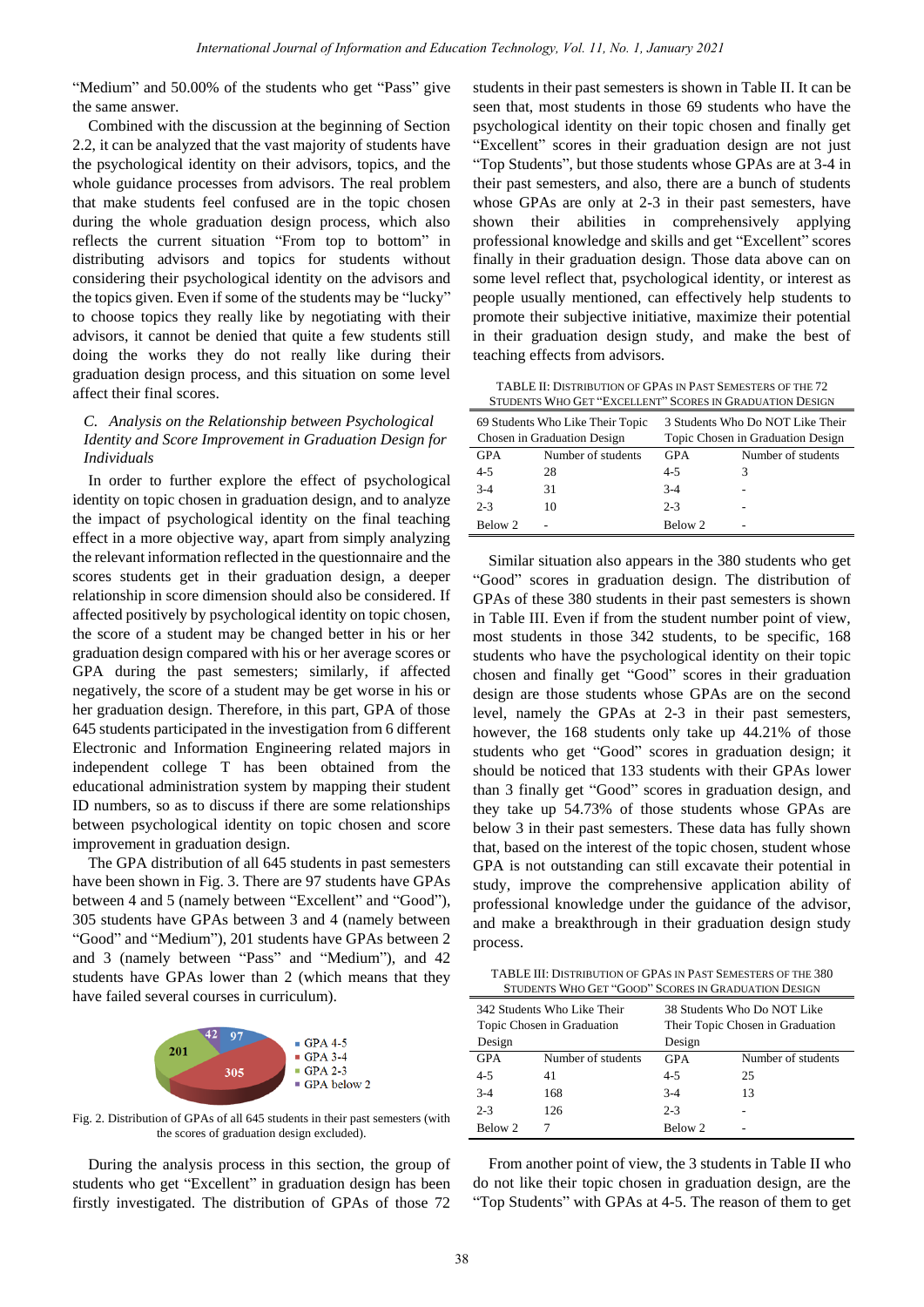"Medium" and 50.00% of the students who get "Pass" give the same answer.

Combined with the discussion at the beginning of Section 2.2, it can be analyzed that the vast majority of students have the psychological identity on their advisors, topics, and the whole guidance processes from advisors. The real problem that make students feel confused are in the topic chosen during the whole graduation design process, which also reflects the current situation "From top to bottom" in distributing advisors and topics for students without considering their psychological identity on the advisors and the topics given. Even if some of the students may be "lucky" to choose topics they really like by negotiating with their advisors, it cannot be denied that quite a few students still doing the works they do not really like during their graduation design process, and this situation on some level affect their final scores.

### *C. Analysis on the Relationship between Psychological Identity and Score Improvement in Graduation Design for Individuals*

In order to further explore the effect of psychological identity on topic chosen in graduation design, and to analyze the impact of psychological identity on the final teaching effect in a more objective way, apart from simply analyzing the relevant information reflected in the questionnaire and the scores students get in their graduation design, a deeper relationship in score dimension should also be considered. If affected positively by psychological identity on topic chosen, the score of a student may be changed better in his or her graduation design compared with his or her average scores or GPA during the past semesters; similarly, if affected negatively, the score of a student may be get worse in his or her graduation design. Therefore, in this part, GPA of those 645 students participated in the investigation from 6 different Electronic and Information Engineering related majors in independent college T has been obtained from the educational administration system by mapping their student ID numbers, so as to discuss if there are some relationships between psychological identity on topic chosen and score improvement in graduation design.

The GPA distribution of all 645 students in past semesters have been shown in Fig. 3. There are 97 students have GPAs between 4 and 5 (namely between "Excellent" and "Good"), 305 students have GPAs between 3 and 4 (namely between "Good" and "Medium"), 201 students have GPAs between 2 and 3 (namely between "Pass" and "Medium"), and 42 students have GPAs lower than 2 (which means that they have failed several courses in curriculum).

| GPA | Number of students |
|---|---|
| GPA 4-5 | 97 |
| GPA 3-4 | 305 |
| GPA 2-3 | 201 |
| GPA below 2 | 42 |

Fig. 2. Distribution of GPAs of all 645 students in their past semesters (with the scores of graduation design excluded).

During the analysis process in this section, the group of students who get "Excellent" in graduation design has been firstly investigated. The distribution of GPAs of those 72 students in their past semesters is shown in Table II. It can be seen that, most students in those 69 students who have the psychological identity on their topic chosen and finally get "Excellent" scores in their graduation design are not just "Top Students", but those students whose GPAs are at 3-4 in their past semesters, and also, there are a bunch of students whose GPAs are only at 2-3 in their past semesters, have shown their abilities in comprehensively applying professional knowledge and skills and get "Excellent" scores finally in their graduation design. Those data above can on some level reflect that, psychological identity, or interest as people usually mentioned, can effectively help students to promote their subjective initiative, maximize their potential in their graduation design study, and make the best of teaching effects from advisors.

TABLE II: DISTRIBUTION OF GPAS IN PAST SEMESTERS OF THE 72 STUDENTS WHO GET "EXCELLENT" SCORES IN GRADUATION DESIGN

| 69 Students Who Like Their Topic Chosen in Graduation Design | | 3 Students Who Do NOT Like Their Topic Chosen in Graduation Design | |
|---|---|---|---|
| GPA | Number of students | GPA | Number of students |
| 4-5 | 28 | 4-5 | 3 |
| 3-4 | 31 | 3-4 | - |
| 2-3 | 10 | 2-3 | - |
| Below 2 | - | Below 2 | - |

Similar situation also appears in the 380 students who get "Good" scores in graduation design. The distribution of GPAs of these 380 students in their past semesters is shown in Table III. Even if from the student number point of view, most students in those 342 students, to be specific, 168 students who have the psychological identity on their topic chosen and finally get "Good" scores in their graduation design are those students whose GPAs are on the second level, namely the GPAs at 2-3 in their past semesters, however, the 168 students only take up 44.21% of those students who get "Good" scores in graduation design; it should be noticed that 133 students with their GPAs lower than 3 finally get "Good" scores in graduation design, and they take up 54.73% of those students whose GPAs are below 3 in their past semesters. These data has fully shown that, based on the interest of the topic chosen, student whose GPA is not outstanding can still excavate their potential in study, improve the comprehensive application ability of professional knowledge under the guidance of the advisor, and make a breakthrough in their graduation design study process.

TABLE III: DISTRIBUTION OF GPAS IN PAST SEMESTERS OF THE 380 STUDENTS WHO GET "GOOD" SCORES IN GRADUATION DESIGN

| 342 Students Who Like Their Topic Chosen in Graduation Design | | 38 Students Who Do NOT Like Their Topic Chosen in Graduation Design | |
|---|---|---|---|
| GPA | Number of students | GPA | Number of students |
| 4-5 | 41 | 4-5 | 25 |
| 3-4 | 168 | 3-4 | 13 |
| 2-3 | 126 | 2-3 | - |
| Below 2 | 7 | Below 2 | - |

From another point of view, the 3 students in Table II who do not like their topic chosen in graduation design, are the "Top Students" with GPAs at 4-5. The reason of them to get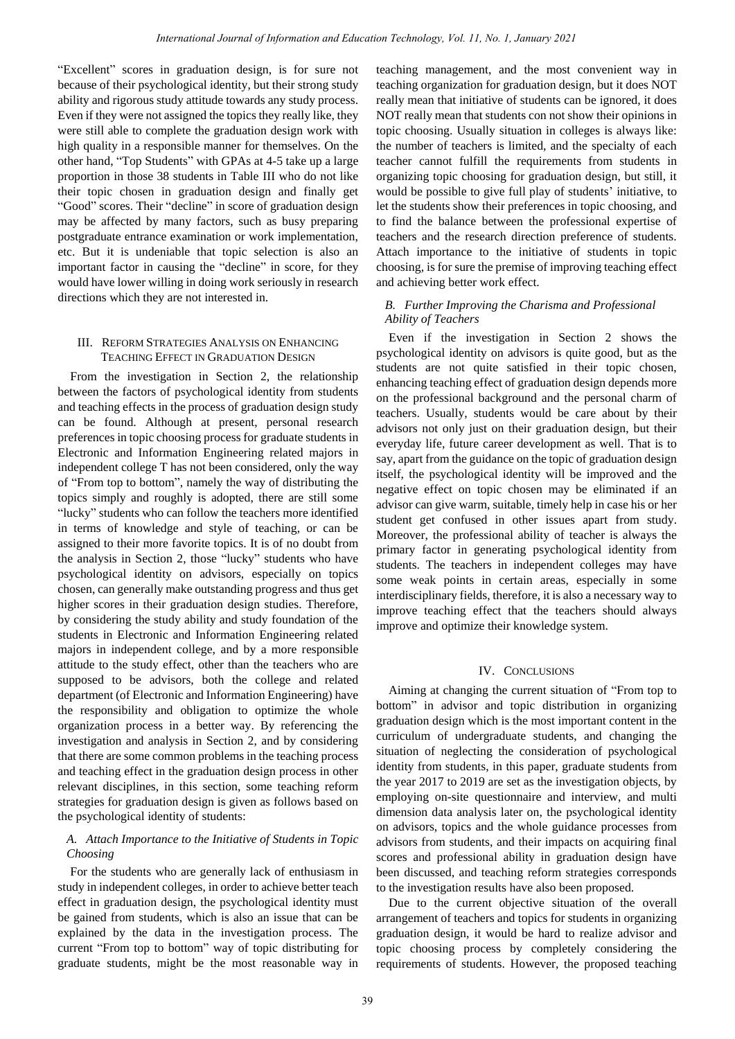"Excellent" scores in graduation design, is for sure not because of their psychological identity, but their strong study ability and rigorous study attitude towards any study process. Even if they were not assigned the topics they really like, they were still able to complete the graduation design work with high quality in a responsible manner for themselves. On the other hand, "Top Students" with GPAs at 4-5 take up a large proportion in those 38 students in Table III who do not like their topic chosen in graduation design and finally get "Good" scores. Their "decline" in score of graduation design may be affected by many factors, such as busy preparing postgraduate entrance examination or work implementation, etc. But it is undeniable that topic selection is also an important factor in causing the "decline" in score, for they would have lower willing in doing work seriously in research directions which they are not interested in.

## III. Reform Strategies Analysis on Enhancing Teaching Effect in Graduation Design

From the investigation in Section 2, the relationship between the factors of psychological identity from students and teaching effects in the process of graduation design study can be found. Although at present, personal research preferences in topic choosing process for graduate students in Electronic and Information Engineering related majors in independent college T has not been considered, only the way of "From top to bottom", namely the way of distributing the topics simply and roughly is adopted, there are still some "lucky" students who can follow the teachers more identified in terms of knowledge and style of teaching, or can be assigned to their more favorite topics. It is of no doubt from the analysis in Section 2, those "lucky" students who have psychological identity on advisors, especially on topics chosen, can generally make outstanding progress and thus get higher scores in their graduation design studies. Therefore, by considering the study ability and study foundation of the students in Electronic and Information Engineering related majors in independent college, and by a more responsible attitude to the study effect, other than the teachers who are supposed to be advisors, both the college and related department (of Electronic and Information Engineering) have the responsibility and obligation to optimize the whole organization process in a better way. By referencing the investigation and analysis in Section 2, and by considering that there are some common problems in the teaching process and teaching effect in the graduation design process in other relevant disciplines, in this section, some teaching reform strategies for graduation design is given as follows based on the psychological identity of students:

### A. Attach Importance to the Initiative of Students in Topic Choosing

For the students who are generally lack of enthusiasm in study in independent colleges, in order to achieve better teach effect in graduation design, the psychological identity must be gained from students, which is also an issue that can be explained by the data in the investigation process. The current "From top to bottom" way of topic distributing for graduate students, might be the most reasonable way in teaching management, and the most convenient way in teaching organization for graduation design, but it does NOT really mean that initiative of students can be ignored, it does NOT really mean that students con not show their opinions in topic choosing. Usually situation in colleges is always like: the number of teachers is limited, and the specialty of each teacher cannot fulfill the requirements from students in organizing topic choosing for graduation design, but still, it would be possible to give full play of students' initiative, to let the students show their preferences in topic choosing, and to find the balance between the professional expertise of teachers and the research direction preference of students. Attach importance to the initiative of students in topic choosing, is for sure the premise of improving teaching effect and achieving better work effect.

### B. Further Improving the Charisma and Professional Ability of Teachers

Even if the investigation in Section 2 shows the psychological identity on advisors is quite good, but as the students are not quite satisfied in their topic chosen, enhancing teaching effect of graduation design depends more on the professional background and the personal charm of teachers. Usually, students would be care about by their advisors not only just on their graduation design, but their everyday life, future career development as well. That is to say, apart from the guidance on the topic of graduation design itself, the psychological identity will be improved and the negative effect on topic chosen may be eliminated if an advisor can give warm, suitable, timely help in case his or her student get confused in other issues apart from study. Moreover, the professional ability of teacher is always the primary factor in generating psychological identity from students. The teachers in independent colleges may have some weak points in certain areas, especially in some interdisciplinary fields, therefore, it is also a necessary way to improve teaching effect that the teachers should always improve and optimize their knowledge system.

## IV. Conclusions

Aiming at changing the current situation of "From top to bottom" in advisor and topic distribution in organizing graduation design which is the most important content in the curriculum of undergraduate students, and changing the situation of neglecting the consideration of psychological identity from students, in this paper, graduate students from the year 2017 to 2019 are set as the investigation objects, by employing on-site questionnaire and interview, and multi dimension data analysis later on, the psychological identity on advisors, topics and the whole guidance processes from advisors from students, and their impacts on acquiring final scores and professional ability in graduation design have been discussed, and teaching reform strategies corresponds to the investigation results have also been proposed.

Due to the current objective situation of the overall arrangement of teachers and topics for students in organizing graduation design, it would be hard to realize advisor and topic choosing process by completely considering the requirements of students. However, the proposed teaching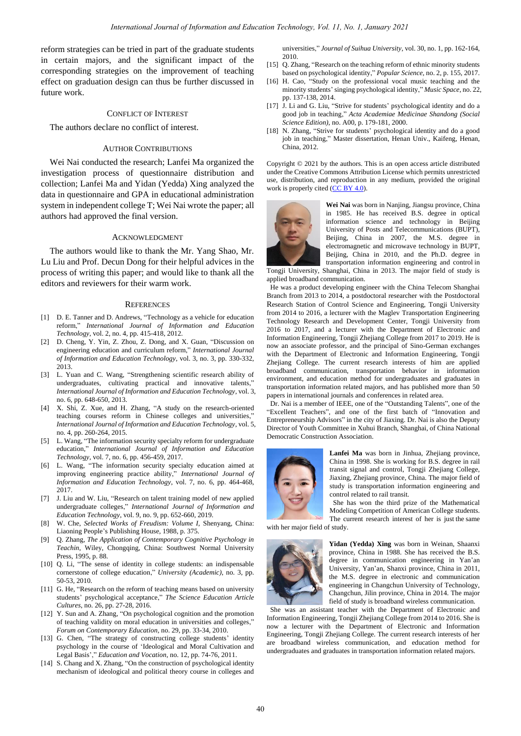reform strategies can be tried in part of the graduate students in certain majors, and the significant impact of the corresponding strategies on the improvement of teaching effect on graduation design can thus be further discussed in future work.

## Conflict of Interest

The authors declare no conflict of interest.

## Author Contributions

Wei Nai conducted the research; Lanfei Ma organized the investigation process of questionnaire distribution and collection; Lanfei Ma and Yidan (Yedda) Xing analyzed the data in questionnaire and GPA in educational administration system in independent college T; Wei Nai wrote the paper; all authors had approved the final version.

## Acknowledgment

The authors would like to thank the Mr. Yang Shao, Mr. Lu Liu and Prof. Decun Dong for their helpful advices in the process of writing this paper; and would like to thank all the editors and reviewers for their warm work.

## References

[1] D. E. Tanner and D. Andrews, "Technology as a vehicle for education reform," *International Journal of Information and Education Technology*, vol. 2, no. 4, pp. 415-418, 2012.

[2] D. Cheng, Y. Yin, Z. Zhou, Z. Dong, and X. Guan, "Discussion on engineering education and curriculum reform," *International Journal of Information and Education Technology*, vol. 3, no. 3, pp. 330-332, 2013.

[3] L. Yuan and C. Wang, "Strengthening scientific research ability of undergraduates, cultivating practical and innovative talents," *International Journal of Information and Education Technology*, vol. 3, no. 6, pp. 648-650, 2013.

[4] X. Shi, Z. Xue, and H. Zhang, "A study on the research-oriented teaching courses reform in Chinese colleges and universities," *International Journal of Information and Education Technology*, vol. 5, no. 4, pp. 260-264, 2015.

[5] L. Wang, "The information security specialty reform for undergraduate education," *International Journal of Information and Education Technology*, vol. 7, no. 6, pp. 456-459, 2017.

[6] L. Wang, "The information security specialty education aimed at improving engineering practice ability," *International Journal of Information and Education Technology*, vol. 7, no. 6, pp. 464-468, 2017.

[7] J. Liu and W. Liu, "Research on talent training model of new applied undergraduate colleges," *International Journal of Information and Education Technology*, vol. 9, no. 9, pp. 652-660, 2019.

[8] W. Che, *Selected Works of Freudism: Volume I*, Shenyang, China: Liaoning People's Publishing House, 1988, p. 375.

[9] Q. Zhang, *The Application of Contemporary Cognitive Psychology in Teachin*, Wiley, Chongqing, China: Southwest Normal University Press, 1995, p. 88.

[10] Q. Li, "The sense of identity in college students: an indispensable cornerstone of college education," *University (Academic)*, no. 3, pp. 50-53, 2010.

[11] G. He, "Research on the reform of teaching means based on university students' psychological acceptance," *The Science Education Article Cultures*, no. 26, pp. 27-28, 2016.

[12] Y. Sun and A. Zhang, "On psychological cognition and the promotion of teaching validity on moral education in universities and colleges," *Forum on Contemporary Education*, no. 29, pp. 33-34, 2010.

[13] G. Chen, "The strategy of constructing college students' identity psychology in the course of 'Ideological and Moral Cultivation and Legal Basis'," *Education and Vocation*, no. 12, pp. 74-76, 2011.

[14] S. Chang and X. Zhang, "On the construction of psychological identity mechanism of ideological and political theory course in colleges and universities," *Journal of Suihua University*, vol. 30, no. 1, pp. 162-164, 2010.

[15] Q. Zhang, "Research on the teaching reform of ethnic minority students based on psychological identity," *Popular Science*, no. 2, p. 155, 2017.

[16] H. Cao, "Study on the professional vocal music teaching and the minority students' singing psychological identity," *Music Space*, no. 22, pp. 137-138, 2014.

[17] J. Li and G. Liu, "Strive for students' psychological identity and do a good job in teaching," *Acta Academiae Medicinae Shandong (Social Science Edition)*, no. A00, p. 179-181, 2000.

[18] N. Zhang, "Strive for students' psychological identity and do a good job in teaching," Master dissertation, Henan Univ., Kaifeng, Henan, China, 2012.

Copyright © 2021 by the authors. This is an open access article distributed under the Creative Commons Attribution License which permits unrestricted use, distribution, and reproduction in any medium, provided the original work is properly cited (CC BY 4.0).

**Wei Nai** was born in Nanjing, Jiangsu province, China in 1985. He has received B.S. degree in optical information science and technology in Beijing University of Posts and Telecommunications (BUPT), Beijing, China in 2007, the M.S. degree in electromagnetic and microwave technology in BUPT, Beijing, China in 2010, and the Ph.D. degree in transportation information engineering and control in Tongji University, Shanghai, China in 2013. The major field of study is applied broadband communication.

He was a product developing engineer with the China Telecom Shanghai Branch from 2013 to 2014, a postdoctoral researcher with the Postdoctoral Research Station of Control Science and Engineering, Tongji University from 2014 to 2016, a lecturer with the Maglev Transportation Engineering Technology Research and Development Center, Tongji University from 2016 to 2017, and a lecturer with the Department of Electronic and Information Engineering, Tongji Zhejiang College from 2017 to 2019. He is now an associate professor, and the principal of Sino-German exchanges with the Department of Electronic and Information Engineering, Tongji Zhejiang College. The current research interests of him are applied broadband communication, transportation behavior in information environment, and education method for undergraduates and graduates in transportation information related majors, and has published more than 50 papers in international journals and conferences in related area.

Dr. Nai is a member of IEEE, one of the "Outstanding Talents", one of the "Excellent Teachers", and one of the first batch of "Innovation and Entrepreneurship Advisors" in the city of Jiaxing. Dr. Nai is also the Deputy Director of Youth Committee in Xuhui Branch, Shanghai, of China National Democratic Construction Association.

**Lanfei Ma** was born in Jinhua, Zhejiang province, China in 1998. She is working for B.S. degree in rail transit signal and control, Tongji Zhejiang College, Jiaxing, Zhejiang province, China. The major field of study is transportation information engineering and control related to rail transit.

She has won the third prize of the Mathematical Modeling Competition of American College students. The current research interest of her is just the same with her major field of study.

**Yidan (Yedda) Xing** was born in Weinan, Shaanxi province, China in 1988. She has received the B.S. degree in communication engineering in Yan'an University, Yan'an, Shanxi province, China in 2011, the M.S. degree in electronic and communication engineering in Changchun University of Technology, Changchun, Jilin province, China in 2014. The major field of study is broadband wireless communication.

She was an assistant teacher with the Department of Electronic and Information Engineering, Tongji Zhejiang College from 2014 to 2016. She is now a lecturer with the Department of Electronic and Information Engineering, Tongji Zhejiang College. The current research interests of her are broadband wireless communication, and education method for undergraduates and graduates in transportation information related majors.